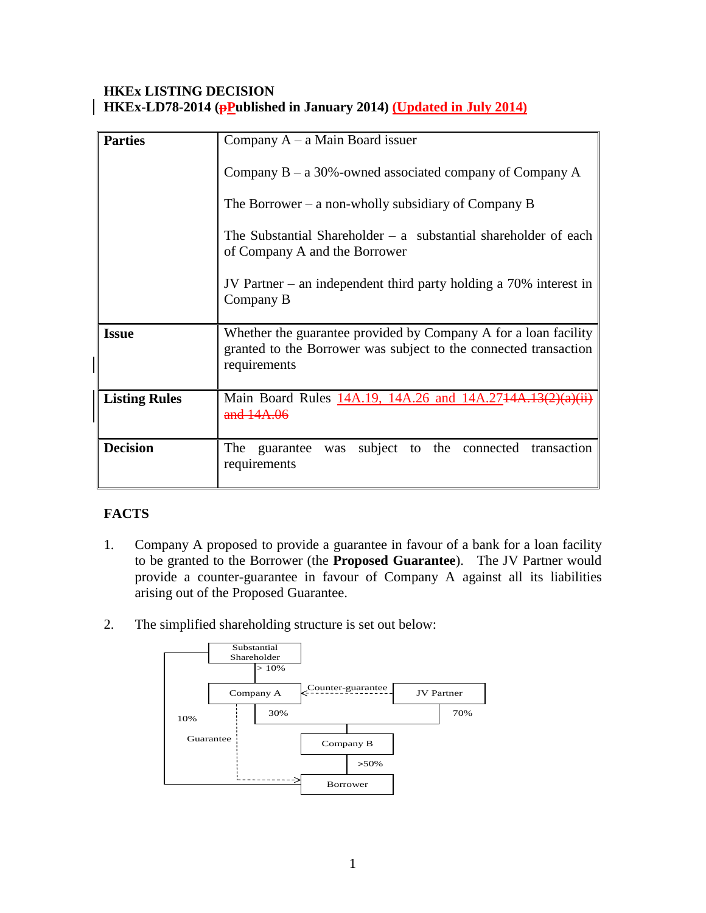**HKEx LISTING DECISION**
**HKEx-LD78-2014 (~~p~~Published in January 2014) (Updated in July 2014)**

| **Parties** | Company A – a Main Board issuer<br><br>Company B – a 30%-owned associated company of Company A<br><br>The Borrower – a non-wholly subsidiary of Company B<br><br>The Substantial Shareholder – a substantial shareholder of each of Company A and the Borrower<br><br>JV Partner – an independent third party holding a 70% interest in Company B |
|---|---|
| **Issue** | Whether the guarantee provided by Company A for a loan facility granted to the Borrower was subject to the connected transaction requirements |
| **Listing Rules** | Main Board Rules 14A.19, 14A.26 and 14A.27~~14A.13(2)(a)(ii) and 14A.06~~ |
| **Decision** | The guarantee was subject to the connected transaction requirements |

## FACTS

1. Company A proposed to provide a guarantee in favour of a bank for a loan facility to be granted to the Borrower (the **Proposed Guarantee**). The JV Partner would provide a counter-guarantee in favour of Company A against all its liabilities arising out of the Proposed Guarantee.

2. The simplified shareholding structure is set out below:

Substantial Shareholder → (> 10%) Company A; Substantial Shareholder → (10%) Borrower
Company A → (30%) Company B; JV Partner → (70%) Company B
Company B → (>50%) Borrower
JV Partner - - Counter-guarantee - -> Company A
Company A - - Guarantee - -> Borrower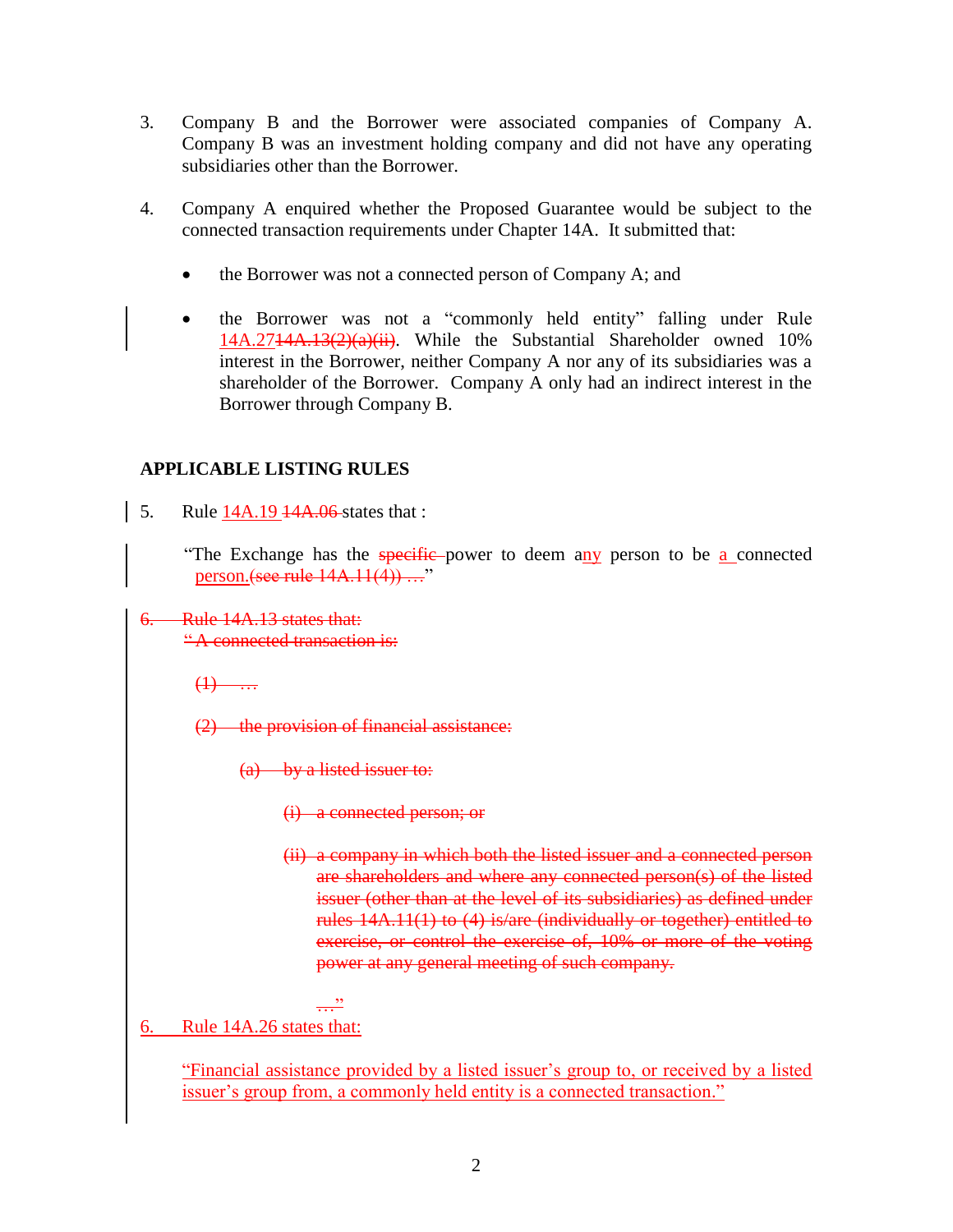3. Company B and the Borrower were associated companies of Company A. Company B was an investment holding company and did not have any operating subsidiaries other than the Borrower.

4. Company A enquired whether the Proposed Guarantee would be subject to the connected transaction requirements under Chapter 14A. It submitted that:

   - the Borrower was not a connected person of Company A; and

   - the Borrower was not a "commonly held entity" falling under Rule <u>14A.27</u>~~14A.13(2)(a)(ii)~~. While the Substantial Shareholder owned 10% interest in the Borrower, neither Company A nor any of its subsidiaries was a shareholder of the Borrower. Company A only had an indirect interest in the Borrower through Company B.

## APPLICABLE LISTING RULES

5. Rule <u>14A.19</u> ~~14A.06~~ states that :

   "The Exchange has the ~~specific~~ power to deem a<u>ny</u> person to be <u>a</u> connected <u>person.</u>~~(see rule 14A.11(4)) …~~"

~~6. Rule 14A.13 states that:~~

~~"A connected transaction is:~~

~~(1) …~~

~~(2) the provision of financial assistance:~~

~~(a) by a listed issuer to:~~

~~(i) a connected person; or~~

~~(ii) a company in which both the listed issuer and a connected person are shareholders and where any connected person(s) of the listed issuer (other than at the level of its subsidiaries) as defined under rules 14A.11(1) to (4) is/are (individually or together) entitled to exercise, or control the exercise of, 10% or more of the voting power at any general meeting of such company.~~

~~…"~~

<u>6. Rule 14A.26 states that:</u>

<u>"Financial assistance provided by a listed issuer's group to, or received by a listed issuer's group from, a commonly held entity is a connected transaction."</u>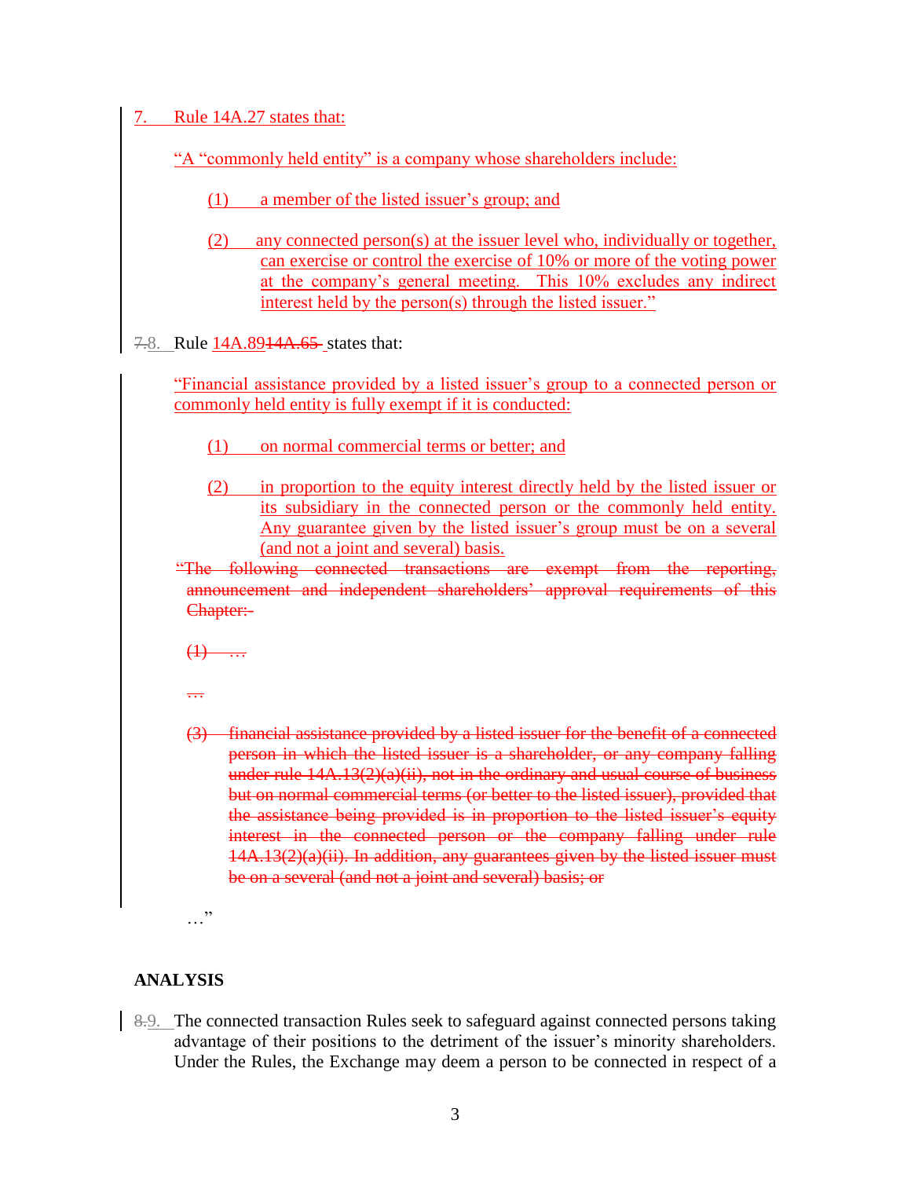7. Rule 14A.27 states that:

"A "commonly held entity" is a company whose shareholders include:

(1) a member of the listed issuer's group; and

(2) any connected person(s) at the issuer level who, individually or together, can exercise or control the exercise of 10% or more of the voting power at the company's general meeting. This 10% excludes any indirect interest held by the person(s) through the listed issuer."

~~7.~~8. Rule 14A.89~~14A.65~~ states that:

"Financial assistance provided by a listed issuer's group to a connected person or commonly held entity is fully exempt if it is conducted:

(1) on normal commercial terms or better; and

(2) in proportion to the equity interest directly held by the listed issuer or its subsidiary in the connected person or the commonly held entity. Any guarantee given by the listed issuer's group must be on a several (and not a joint and several) basis.

~~"The following connected transactions are exempt from the reporting, announcement and independent shareholders' approval requirements of this Chapter:-~~

~~(1) …~~

~~…~~

~~(3) financial assistance provided by a listed issuer for the benefit of a connected person in which the listed issuer is a shareholder, or any company falling under rule 14A.13(2)(a)(ii), not in the ordinary and usual course of business but on normal commercial terms (or better to the listed issuer), provided that the assistance being provided is in proportion to the listed issuer's equity interest in the connected person or the company falling under rule 14A.13(2)(a)(ii). In addition, any guarantees given by the listed issuer must be on a several (and not a joint and several) basis; or~~

…"

## ANALYSIS

~~8.~~9. The connected transaction Rules seek to safeguard against connected persons taking advantage of their positions to the detriment of the issuer's minority shareholders. Under the Rules, the Exchange may deem a person to be connected in respect of a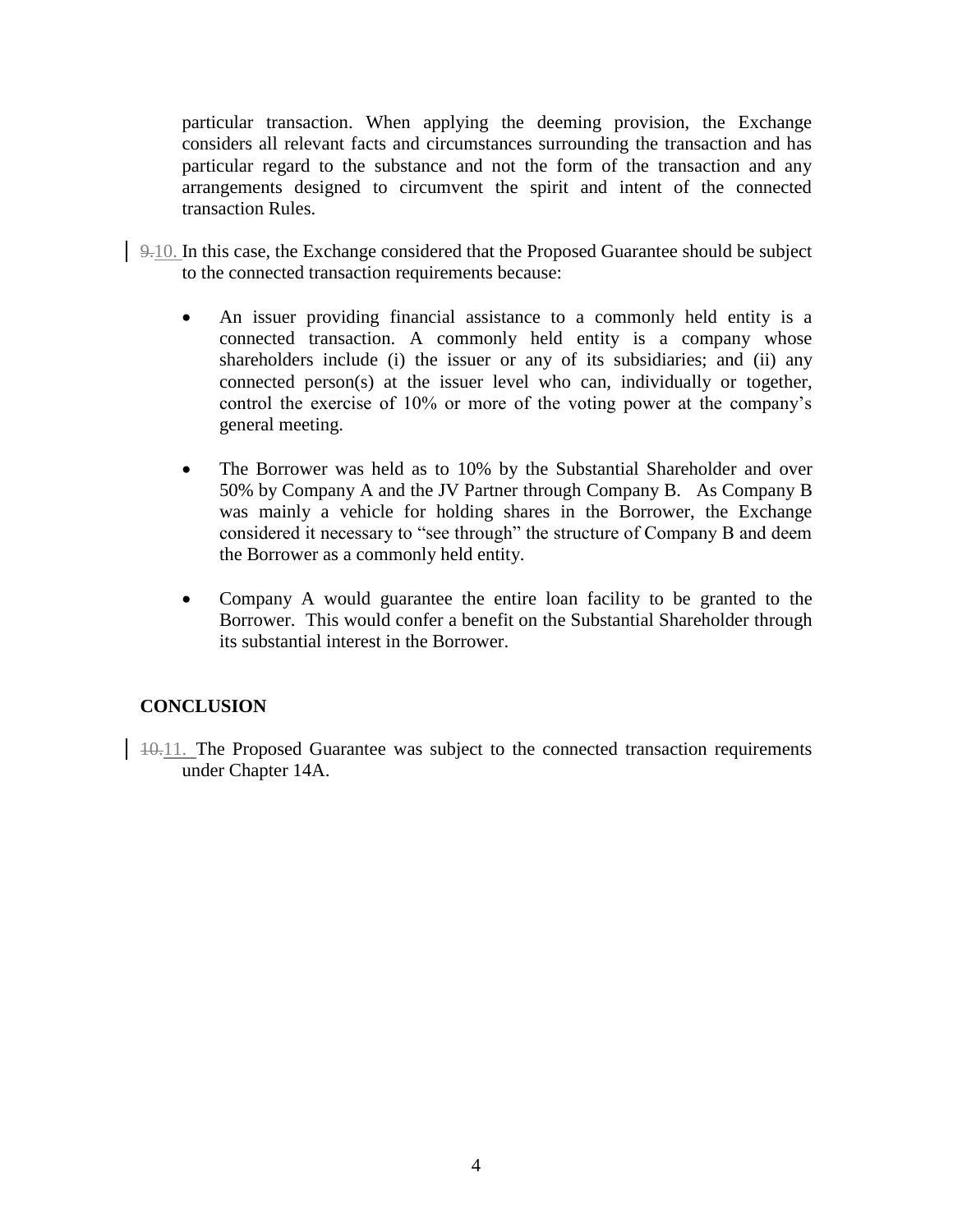particular transaction. When applying the deeming provision, the Exchange considers all relevant facts and circumstances surrounding the transaction and has particular regard to the substance and not the form of the transaction and any arrangements designed to circumvent the spirit and intent of the connected transaction Rules.

~~9.~~10. In this case, the Exchange considered that the Proposed Guarantee should be subject to the connected transaction requirements because:

- An issuer providing financial assistance to a commonly held entity is a connected transaction. A commonly held entity is a company whose shareholders include (i) the issuer or any of its subsidiaries; and (ii) any connected person(s) at the issuer level who can, individually or together, control the exercise of 10% or more of the voting power at the company's general meeting.

- The Borrower was held as to 10% by the Substantial Shareholder and over 50% by Company A and the JV Partner through Company B. As Company B was mainly a vehicle for holding shares in the Borrower, the Exchange considered it necessary to "see through" the structure of Company B and deem the Borrower as a commonly held entity.

- Company A would guarantee the entire loan facility to be granted to the Borrower. This would confer a benefit on the Substantial Shareholder through its substantial interest in the Borrower.

**CONCLUSION**

~~10.~~11. The Proposed Guarantee was subject to the connected transaction requirements under Chapter 14A.